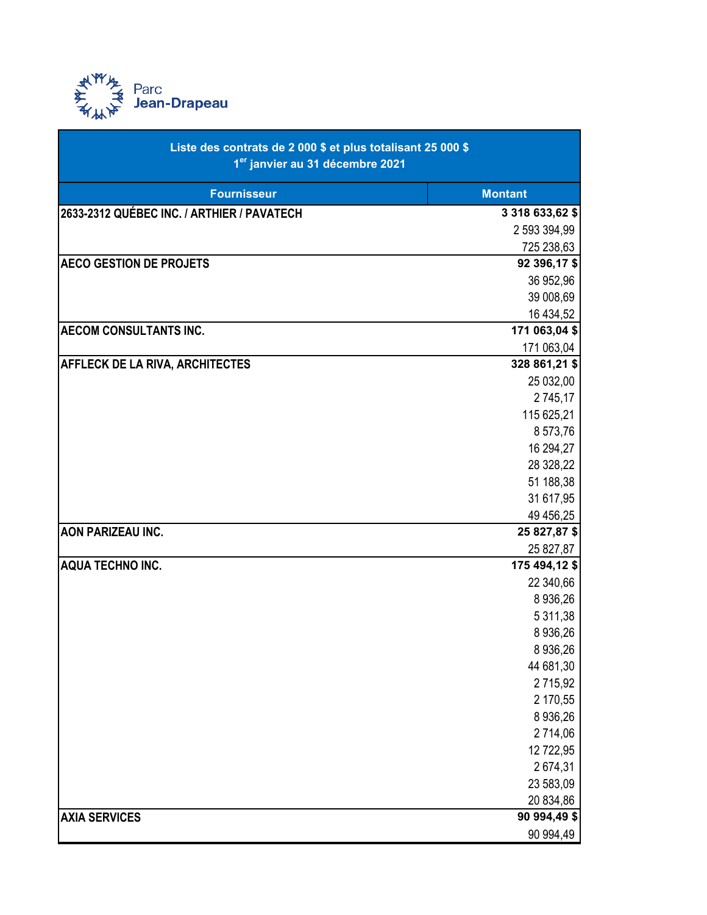Parc Jean-Drapeau

| Liste des contrats de 2 000 $ et plus totalisant 25 000 $<br>1er janvier au 31 décembre 2021 | |
|---|---|
| **Fournisseur** | **Montant** |
| **2633-2312 QUÉBEC INC. / ARTHIER / PAVATECH** | **3 318 633,62 $** |
| | 2 593 394,99 |
| | 725 238,63 |
| **AECO GESTION DE PROJETS** | **92 396,17 $** |
| | 36 952,96 |
| | 39 008,69 |
| | 16 434,52 |
| **AECOM CONSULTANTS INC.** | **171 063,04 $** |
| | 171 063,04 |
| **AFFLECK DE LA RIVA, ARCHITECTES** | **328 861,21 $** |
| | 25 032,00 |
| | 2 745,17 |
| | 115 625,21 |
| | 8 573,76 |
| | 16 294,27 |
| | 28 328,22 |
| | 51 188,38 |
| | 31 617,95 |
| | 49 456,25 |
| **AON PARIZEAU INC.** | **25 827,87 $** |
| | 25 827,87 |
| **AQUA TECHNO INC.** | **175 494,12 $** |
| | 22 340,66 |
| | 8 936,26 |
| | 5 311,38 |
| | 8 936,26 |
| | 8 936,26 |
| | 44 681,30 |
| | 2 715,92 |
| | 2 170,55 |
| | 8 936,26 |
| | 2 714,06 |
| | 12 722,95 |
| | 2 674,31 |
| | 23 583,09 |
| | 20 834,86 |
| **AXIA SERVICES** | **90 994,49 $** |
| | 90 994,49 |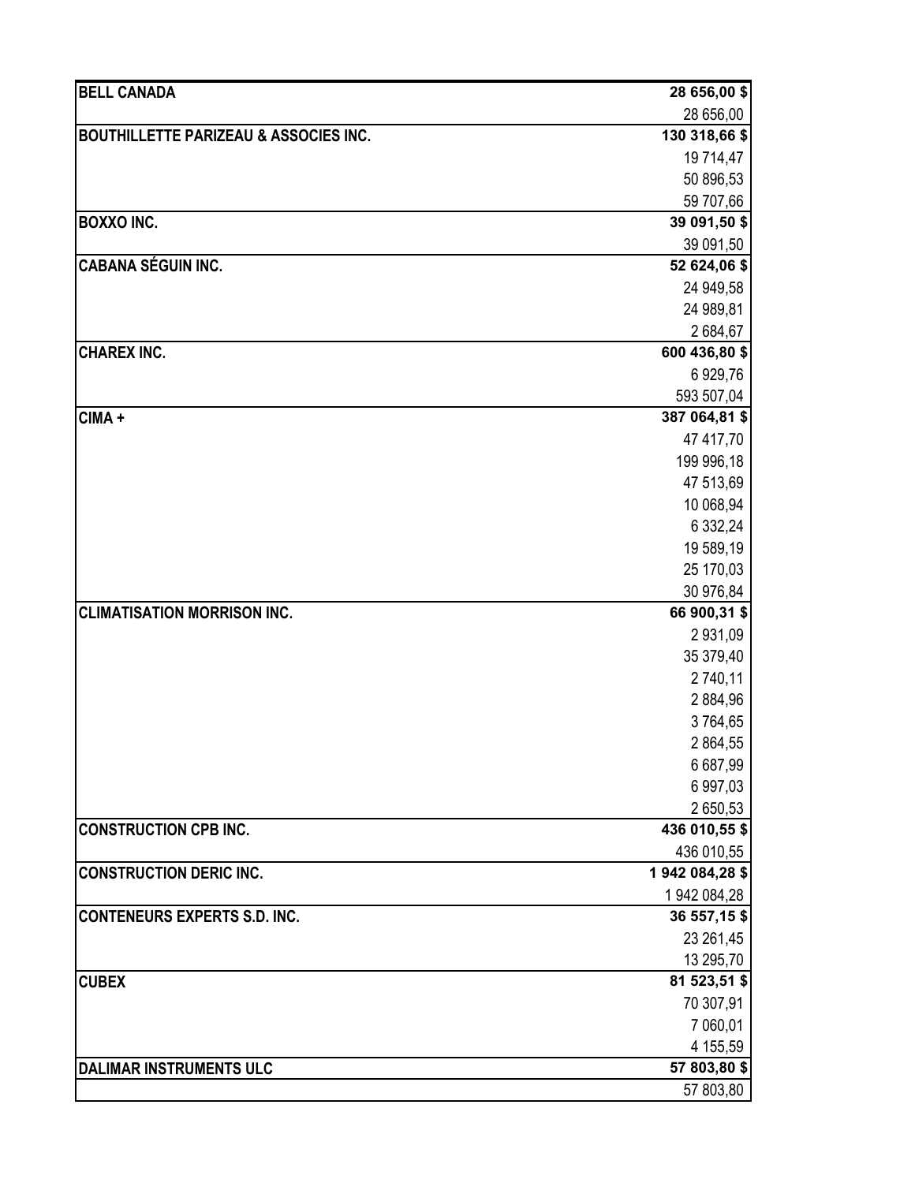| | |
|---|---|
| **BELL CANADA** | **28 656,00 $** |
| | 28 656,00 |
| **BOUTHILLETTE PARIZEAU & ASSOCIES INC.** | **130 318,66 $** |
| | 19 714,47 |
| | 50 896,53 |
| | 59 707,66 |
| **BOXXO INC.** | **39 091,50 $** |
| | 39 091,50 |
| **CABANA SÉGUIN INC.** | **52 624,06 $** |
| | 24 949,58 |
| | 24 989,81 |
| | 2 684,67 |
| **CHAREX INC.** | **600 436,80 $** |
| | 6 929,76 |
| | 593 507,04 |
| **CIMA +** | **387 064,81 $** |
| | 47 417,70 |
| | 199 996,18 |
| | 47 513,69 |
| | 10 068,94 |
| | 6 332,24 |
| | 19 589,19 |
| | 25 170,03 |
| | 30 976,84 |
| **CLIMATISATION MORRISON INC.** | **66 900,31 $** |
| | 2 931,09 |
| | 35 379,40 |
| | 2 740,11 |
| | 2 884,96 |
| | 3 764,65 |
| | 2 864,55 |
| | 6 687,99 |
| | 6 997,03 |
| | 2 650,53 |
| **CONSTRUCTION CPB INC.** | **436 010,55 $** |
| | 436 010,55 |
| **CONSTRUCTION DERIC INC.** | **1 942 084,28 $** |
| | 1 942 084,28 |
| **CONTENEURS EXPERTS S.D. INC.** | **36 557,15 $** |
| | 23 261,45 |
| | 13 295,70 |
| **CUBEX** | **81 523,51 $** |
| | 70 307,91 |
| | 7 060,01 |
| | 4 155,59 |
| **DALIMAR INSTRUMENTS ULC** | **57 803,80 $** |
| | 57 803,80 |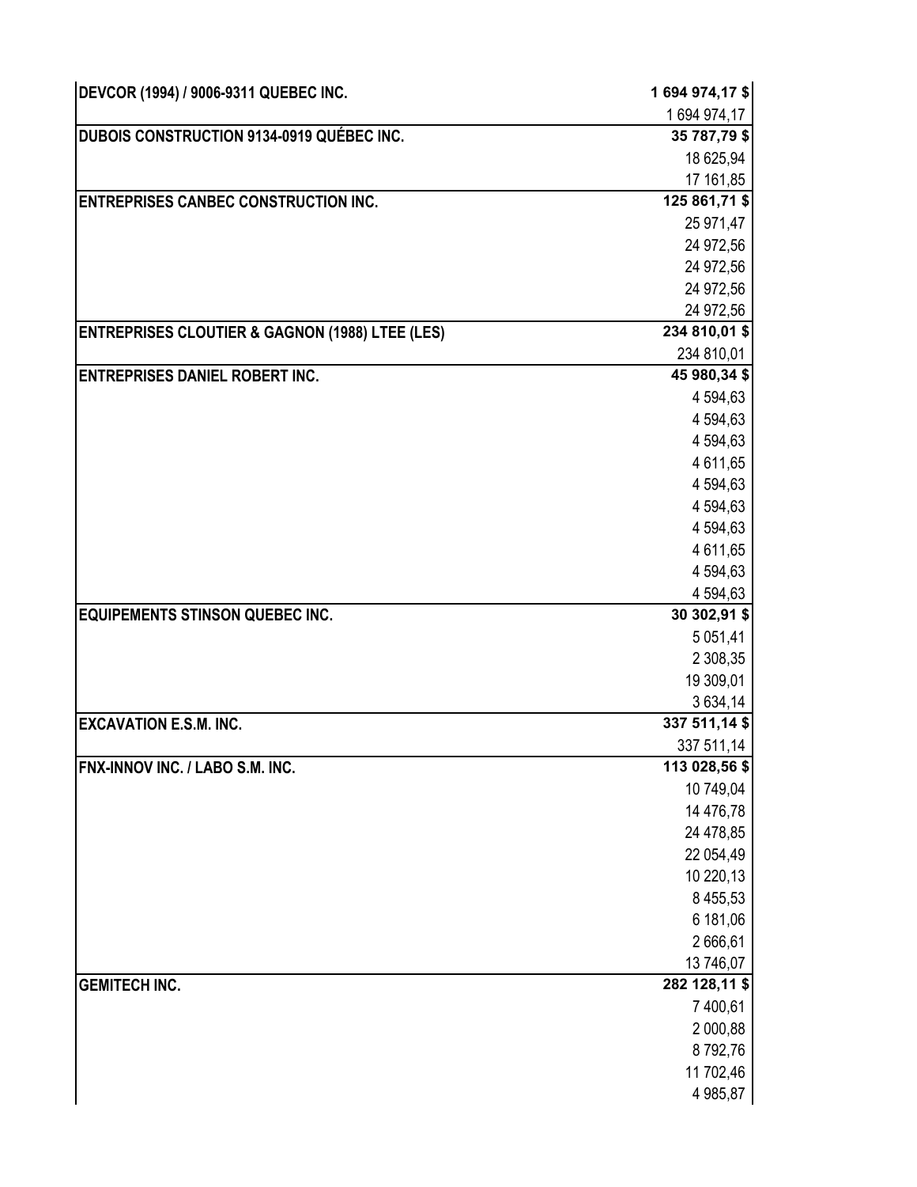| | |
|---|---|
| **DEVCOR (1994) / 9006-9311 QUEBEC INC.** | **1 694 974,17 $** |
| | 1 694 974,17 |
| **DUBOIS CONSTRUCTION 9134-0919 QUÉBEC INC.** | **35 787,79 $** |
| | 18 625,94 |
| | 17 161,85 |
| **ENTREPRISES CANBEC CONSTRUCTION INC.** | **125 861,71 $** |
| | 25 971,47 |
| | 24 972,56 |
| | 24 972,56 |
| | 24 972,56 |
| | 24 972,56 |
| **ENTREPRISES CLOUTIER & GAGNON (1988) LTEE (LES)** | **234 810,01 $** |
| | 234 810,01 |
| **ENTREPRISES DANIEL ROBERT INC.** | **45 980,34 $** |
| | 4 594,63 |
| | 4 594,63 |
| | 4 594,63 |
| | 4 611,65 |
| | 4 594,63 |
| | 4 594,63 |
| | 4 594,63 |
| | 4 611,65 |
| | 4 594,63 |
| | 4 594,63 |
| **EQUIPEMENTS STINSON QUEBEC INC.** | **30 302,91 $** |
| | 5 051,41 |
| | 2 308,35 |
| | 19 309,01 |
| | 3 634,14 |
| **EXCAVATION E.S.M. INC.** | **337 511,14 $** |
| | 337 511,14 |
| **FNX-INNOV INC. / LABO S.M. INC.** | **113 028,56 $** |
| | 10 749,04 |
| | 14 476,78 |
| | 24 478,85 |
| | 22 054,49 |
| | 10 220,13 |
| | 8 455,53 |
| | 6 181,06 |
| | 2 666,61 |
| | 13 746,07 |
| **GEMITECH INC.** | **282 128,11 $** |
| | 7 400,61 |
| | 2 000,88 |
| | 8 792,76 |
| | 11 702,46 |
| | 4 985,87 |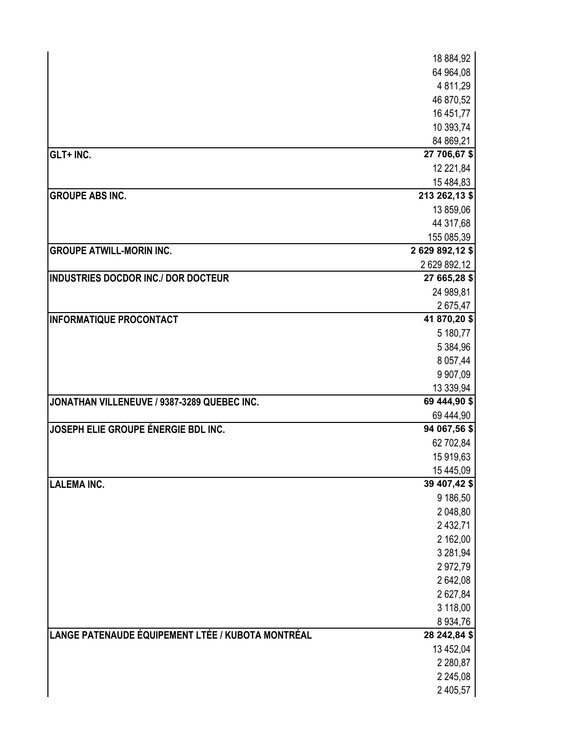| | |
|---|---|
| | 18 884,92 |
| | 64 964,08 |
| | 4 811,29 |
| | 46 870,52 |
| | 16 451,77 |
| | 10 393,74 |
| | 84 869,21 |
| **GLT+ INC.** | **27 706,67 $** |
| | 12 221,84 |
| | 15 484,83 |
| **GROUPE ABS INC.** | **213 262,13 $** |
| | 13 859,06 |
| | 44 317,68 |
| | 155 085,39 |
| **GROUPE ATWILL-MORIN INC.** | **2 629 892,12 $** |
| | 2 629 892,12 |
| **INDUSTRIES DOCDOR INC./ DOR DOCTEUR** | **27 665,28 $** |
| | 24 989,81 |
| | 2 675,47 |
| **INFORMATIQUE PROCONTACT** | **41 870,20 $** |
| | 5 180,77 |
| | 5 384,96 |
| | 8 057,44 |
| | 9 907,09 |
| | 13 339,94 |
| **JONATHAN VILLENEUVE / 9387-3289 QUEBEC INC.** | **69 444,90 $** |
| | 69 444,90 |
| **JOSEPH ELIE GROUPE ÉNERGIE BDL INC.** | **94 067,56 $** |
| | 62 702,84 |
| | 15 919,63 |
| | 15 445,09 |
| **LALEMA INC.** | **39 407,42 $** |
| | 9 186,50 |
| | 2 048,80 |
| | 2 432,71 |
| | 2 162,00 |
| | 3 281,94 |
| | 2 972,79 |
| | 2 642,08 |
| | 2 627,84 |
| | 3 118,00 |
| | 8 934,76 |
| **LANGE PATENAUDE ÉQUIPEMENT LTÉE / KUBOTA MONTRÉAL** | **28 242,84 $** |
| | 13 452,04 |
| | 2 280,87 |
| | 2 245,08 |
| | 2 405,57 |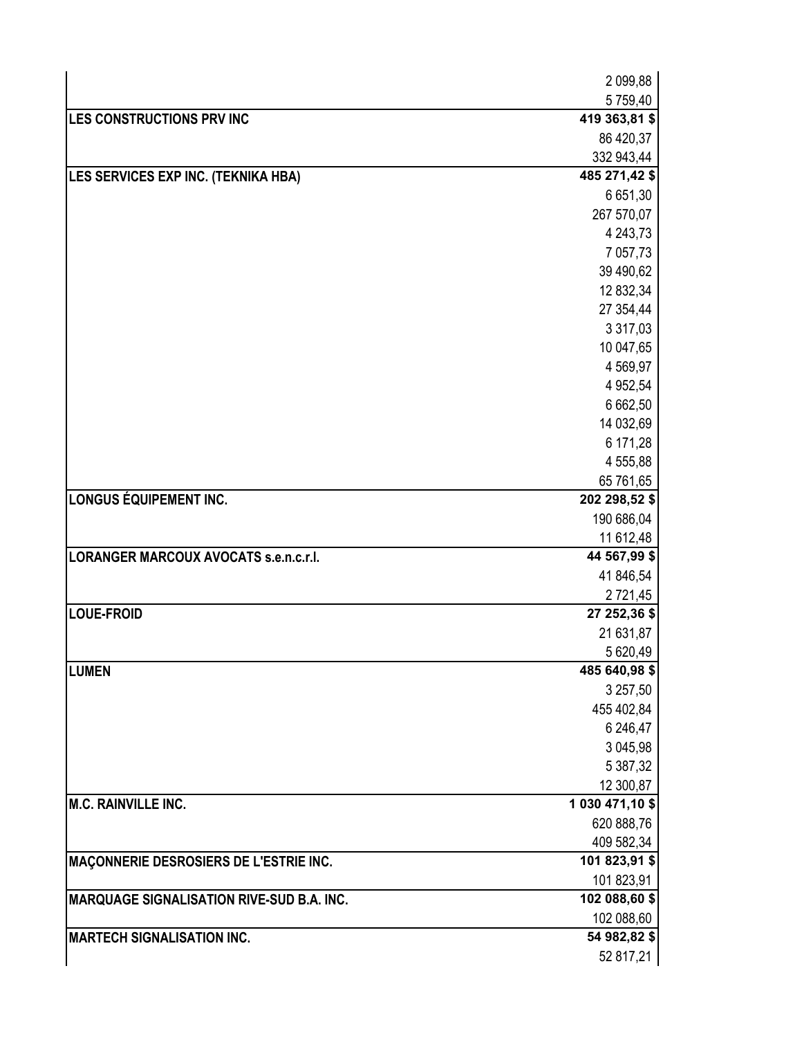| | |
|---|---|
| | 2 099,88 |
| | 5 759,40 |
| **LES CONSTRUCTIONS PRV INC** | **419 363,81 $** |
| | 86 420,37 |
| | 332 943,44 |
| **LES SERVICES EXP INC. (TEKNIKA HBA)** | **485 271,42 $** |
| | 6 651,30 |
| | 267 570,07 |
| | 4 243,73 |
| | 7 057,73 |
| | 39 490,62 |
| | 12 832,34 |
| | 27 354,44 |
| | 3 317,03 |
| | 10 047,65 |
| | 4 569,97 |
| | 4 952,54 |
| | 6 662,50 |
| | 14 032,69 |
| | 6 171,28 |
| | 4 555,88 |
| | 65 761,65 |
| **LONGUS ÉQUIPEMENT INC.** | **202 298,52 $** |
| | 190 686,04 |
| | 11 612,48 |
| **LORANGER MARCOUX AVOCATS s.e.n.c.r.l.** | **44 567,99 $** |
| | 41 846,54 |
| | 2 721,45 |
| **LOUE-FROID** | **27 252,36 $** |
| | 21 631,87 |
| | 5 620,49 |
| **LUMEN** | **485 640,98 $** |
| | 3 257,50 |
| | 455 402,84 |
| | 6 246,47 |
| | 3 045,98 |
| | 5 387,32 |
| | 12 300,87 |
| **M.C. RAINVILLE INC.** | **1 030 471,10 $** |
| | 620 888,76 |
| | 409 582,34 |
| **MAÇONNERIE DESROSIERS DE L'ESTRIE INC.** | **101 823,91 $** |
| | 101 823,91 |
| **MARQUAGE SIGNALISATION RIVE-SUD B.A. INC.** | **102 088,60 $** |
| | 102 088,60 |
| **MARTECH SIGNALISATION INC.** | **54 982,82 $** |
| | 52 817,21 |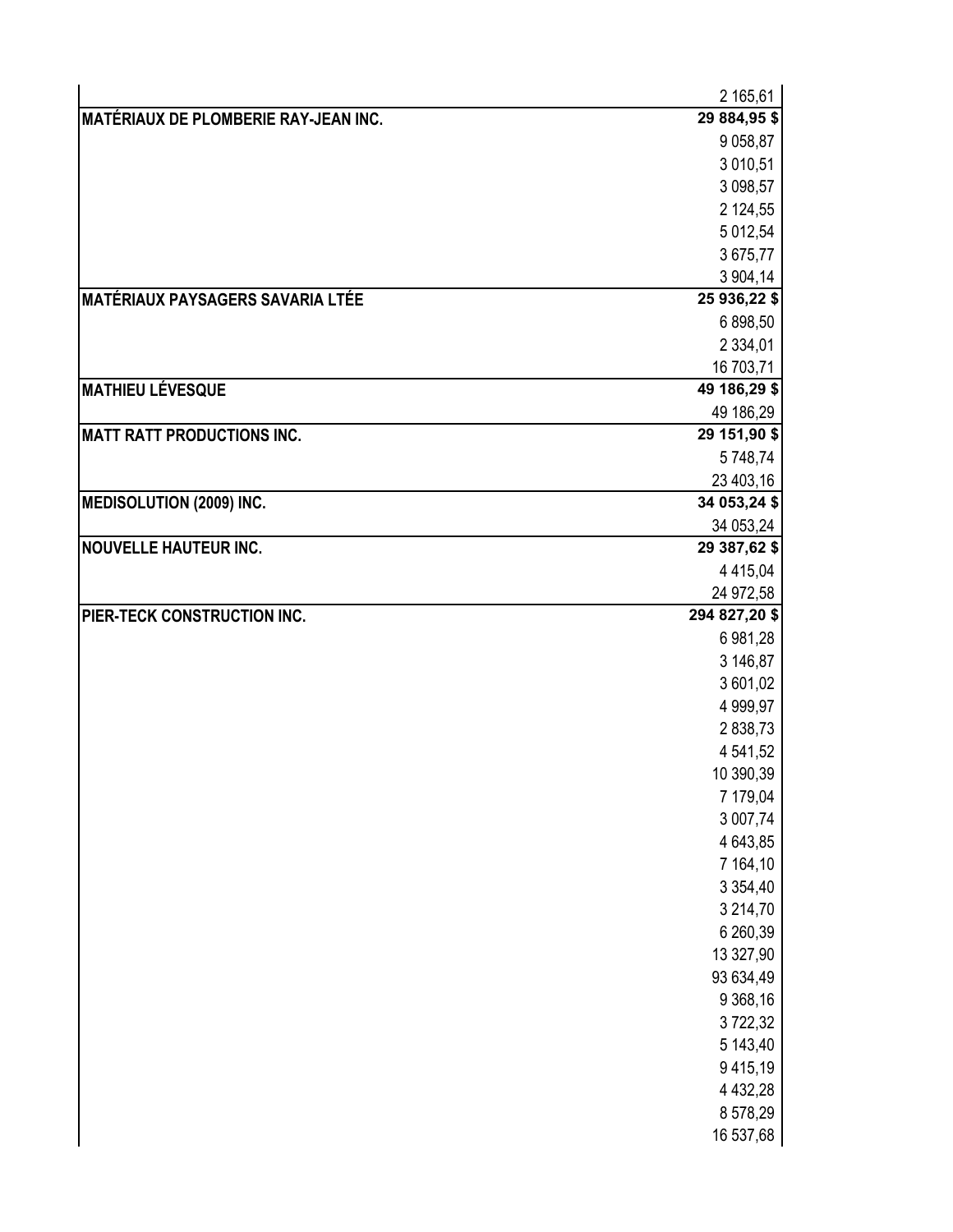| | |
|---|---|
| | 2 165,61 |
| **MATÉRIAUX DE PLOMBERIE RAY-JEAN INC.** | **29 884,95 $** |
| | 9 058,87 |
| | 3 010,51 |
| | 3 098,57 |
| | 2 124,55 |
| | 5 012,54 |
| | 3 675,77 |
| | 3 904,14 |
| **MATÉRIAUX PAYSAGERS SAVARIA LTÉE** | **25 936,22 $** |
| | 6 898,50 |
| | 2 334,01 |
| | 16 703,71 |
| **MATHIEU LÉVESQUE** | **49 186,29 $** |
| | 49 186,29 |
| **MATT RATT PRODUCTIONS INC.** | **29 151,90 $** |
| | 5 748,74 |
| | 23 403,16 |
| **MEDISOLUTION (2009) INC.** | **34 053,24 $** |
| | 34 053,24 |
| **NOUVELLE HAUTEUR INC.** | **29 387,62 $** |
| | 4 415,04 |
| | 24 972,58 |
| **PIER-TECK CONSTRUCTION INC.** | **294 827,20 $** |
| | 6 981,28 |
| | 3 146,87 |
| | 3 601,02 |
| | 4 999,97 |
| | 2 838,73 |
| | 4 541,52 |
| | 10 390,39 |
| | 7 179,04 |
| | 3 007,74 |
| | 4 643,85 |
| | 7 164,10 |
| | 3 354,40 |
| | 3 214,70 |
| | 6 260,39 |
| | 13 327,90 |
| | 93 634,49 |
| | 9 368,16 |
| | 3 722,32 |
| | 5 143,40 |
| | 9 415,19 |
| | 4 432,28 |
| | 8 578,29 |
| | 16 537,68 |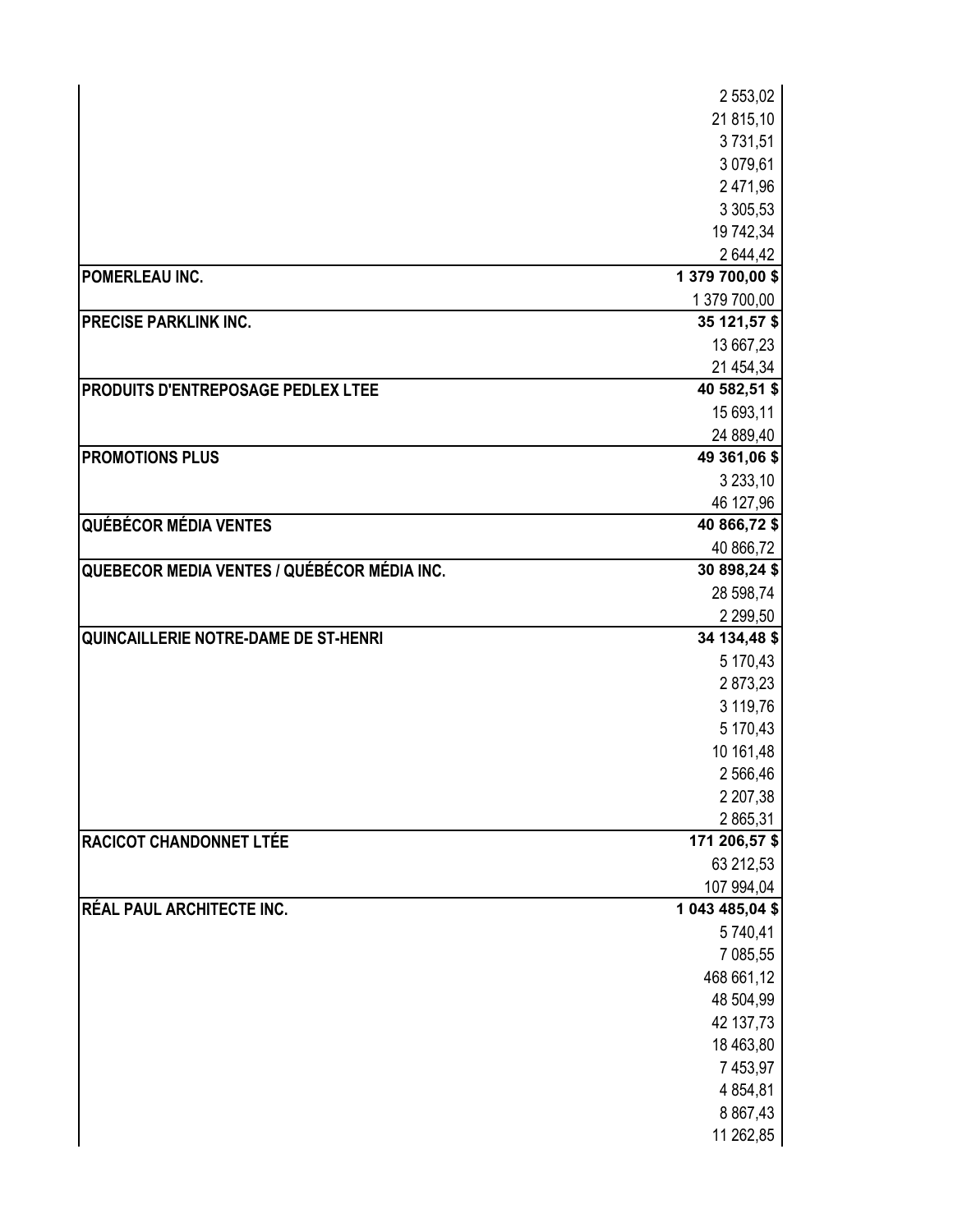| | |
|---|---|
| | 2 553,02 |
| | 21 815,10 |
| | 3 731,51 |
| | 3 079,61 |
| | 2 471,96 |
| | 3 305,53 |
| | 19 742,34 |
| | 2 644,42 |
| **POMERLEAU INC.** | **1 379 700,00 $** |
| | 1 379 700,00 |
| **PRECISE PARKLINK INC.** | **35 121,57 $** |
| | 13 667,23 |
| | 21 454,34 |
| **PRODUITS D'ENTREPOSAGE PEDLEX LTEE** | **40 582,51 $** |
| | 15 693,11 |
| | 24 889,40 |
| **PROMOTIONS PLUS** | **49 361,06 $** |
| | 3 233,10 |
| | 46 127,96 |
| **QUÉBÉCOR MÉDIA VENTES** | **40 866,72 $** |
| | 40 866,72 |
| **QUEBECOR MEDIA VENTES / QUÉBÉCOR MÉDIA INC.** | **30 898,24 $** |
| | 28 598,74 |
| | 2 299,50 |
| **QUINCAILLERIE NOTRE-DAME DE ST-HENRI** | **34 134,48 $** |
| | 5 170,43 |
| | 2 873,23 |
| | 3 119,76 |
| | 5 170,43 |
| | 10 161,48 |
| | 2 566,46 |
| | 2 207,38 |
| | 2 865,31 |
| **RACICOT CHANDONNET LTÉE** | **171 206,57 $** |
| | 63 212,53 |
| | 107 994,04 |
| **RÉAL PAUL ARCHITECTE INC.** | **1 043 485,04 $** |
| | 5 740,41 |
| | 7 085,55 |
| | 468 661,12 |
| | 48 504,99 |
| | 42 137,73 |
| | 18 463,80 |
| | 7 453,97 |
| | 4 854,81 |
| | 8 867,43 |
| | 11 262,85 |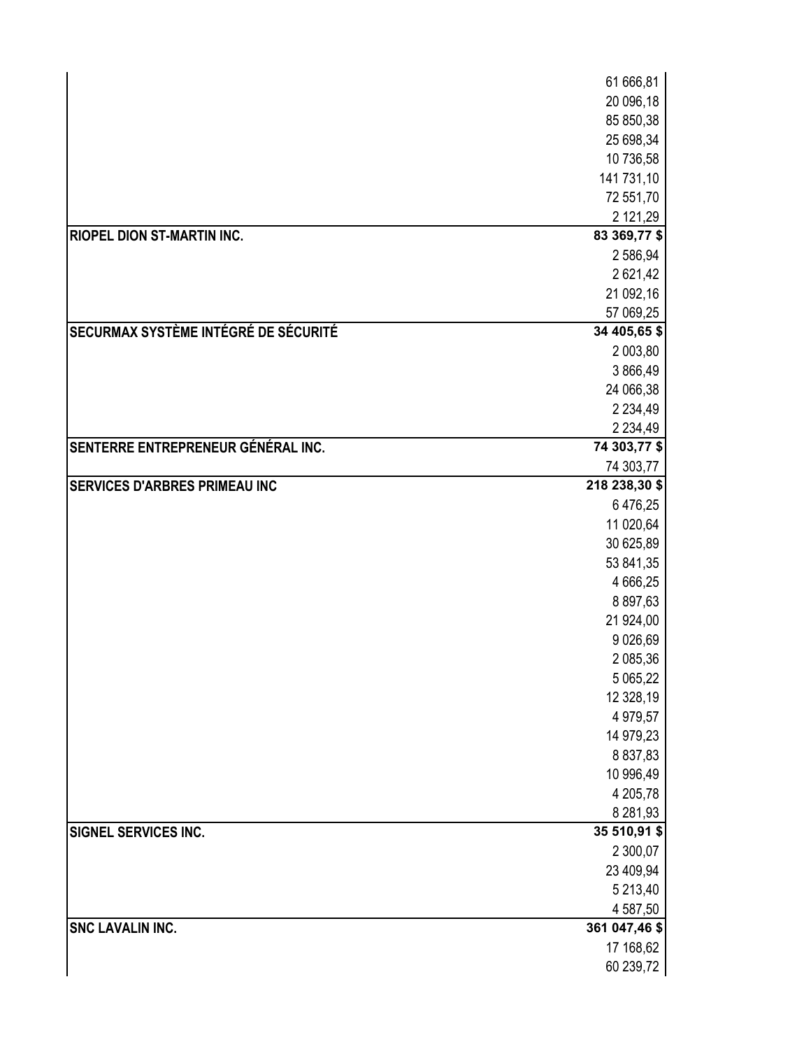| | |
|---|---|
| | 61 666,81 |
| | 20 096,18 |
| | 85 850,38 |
| | 25 698,34 |
| | 10 736,58 |
| | 141 731,10 |
| | 72 551,70 |
| | 2 121,29 |
| **RIOPEL DION ST-MARTIN INC.** | **83 369,77 $** |
| | 2 586,94 |
| | 2 621,42 |
| | 21 092,16 |
| | 57 069,25 |
| **SECURMAX SYSTÈME INTÉGRÉ DE SÉCURITÉ** | **34 405,65 $** |
| | 2 003,80 |
| | 3 866,49 |
| | 24 066,38 |
| | 2 234,49 |
| | 2 234,49 |
| **SENTERRE ENTREPRENEUR GÉNÉRAL INC.** | **74 303,77 $** |
| | 74 303,77 |
| **SERVICES D'ARBRES PRIMEAU INC** | **218 238,30 $** |
| | 6 476,25 |
| | 11 020,64 |
| | 30 625,89 |
| | 53 841,35 |
| | 4 666,25 |
| | 8 897,63 |
| | 21 924,00 |
| | 9 026,69 |
| | 2 085,36 |
| | 5 065,22 |
| | 12 328,19 |
| | 4 979,57 |
| | 14 979,23 |
| | 8 837,83 |
| | 10 996,49 |
| | 4 205,78 |
| | 8 281,93 |
| **SIGNEL SERVICES INC.** | **35 510,91 $** |
| | 2 300,07 |
| | 23 409,94 |
| | 5 213,40 |
| | 4 587,50 |
| **SNC LAVALIN INC.** | **361 047,46 $** |
| | 17 168,62 |
| | 60 239,72 |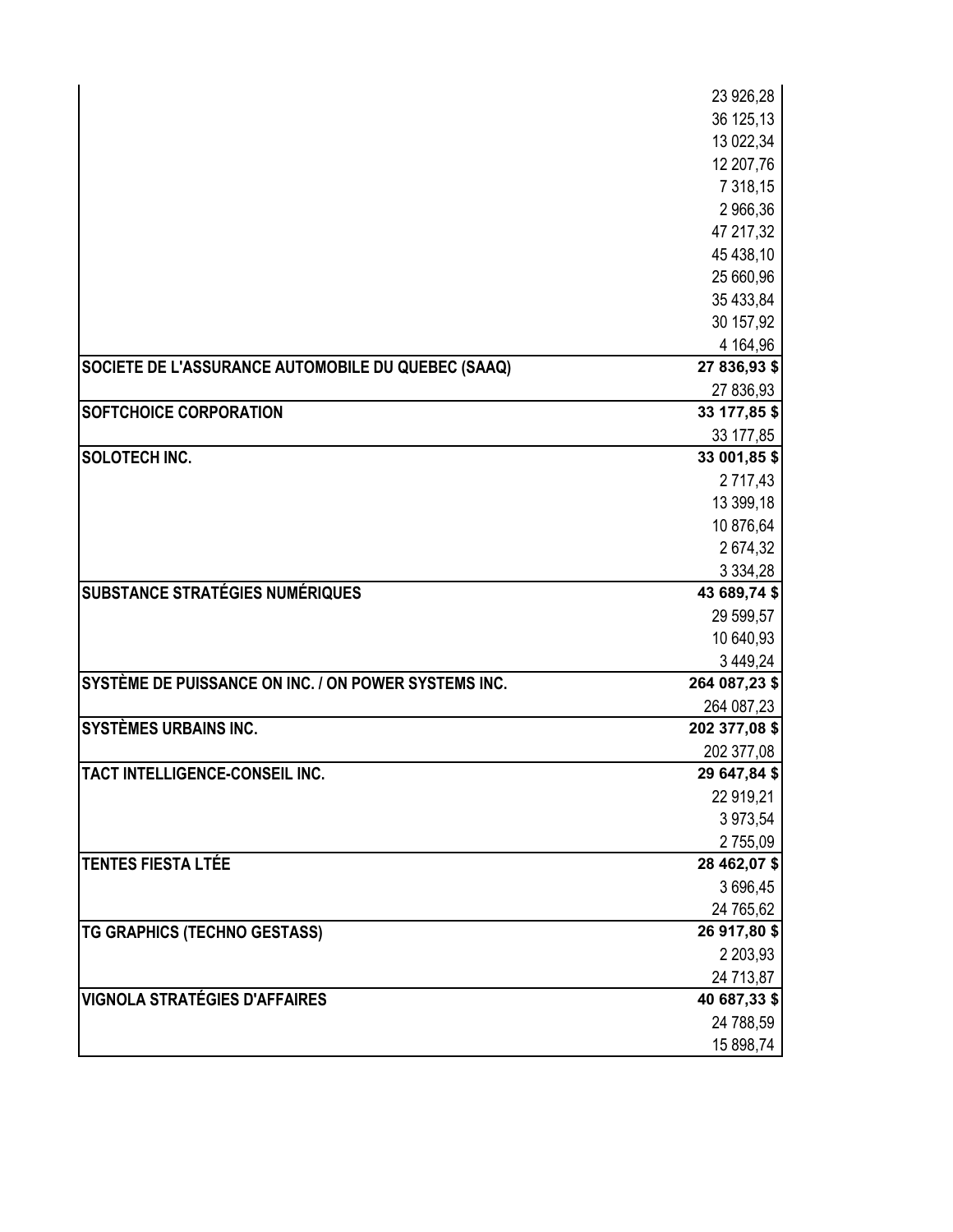| | |
|---|---|
| | 23 926,28 |
| | 36 125,13 |
| | 13 022,34 |
| | 12 207,76 |
| | 7 318,15 |
| | 2 966,36 |
| | 47 217,32 |
| | 45 438,10 |
| | 25 660,96 |
| | 35 433,84 |
| | 30 157,92 |
| | 4 164,96 |
| **SOCIETE DE L'ASSURANCE AUTOMOBILE DU QUEBEC (SAAQ)** | **27 836,93 $** |
| | 27 836,93 |
| **SOFTCHOICE CORPORATION** | **33 177,85 $** |
| | 33 177,85 |
| **SOLOTECH INC.** | **33 001,85 $** |
| | 2 717,43 |
| | 13 399,18 |
| | 10 876,64 |
| | 2 674,32 |
| | 3 334,28 |
| **SUBSTANCE STRATÉGIES NUMÉRIQUES** | **43 689,74 $** |
| | 29 599,57 |
| | 10 640,93 |
| | 3 449,24 |
| **SYSTÈME DE PUISSANCE ON INC. / ON POWER SYSTEMS INC.** | **264 087,23 $** |
| | 264 087,23 |
| **SYSTÈMES URBAINS INC.** | **202 377,08 $** |
| | 202 377,08 |
| **TACT INTELLIGENCE-CONSEIL INC.** | **29 647,84 $** |
| | 22 919,21 |
| | 3 973,54 |
| | 2 755,09 |
| **TENTES FIESTA LTÉE** | **28 462,07 $** |
| | 3 696,45 |
| | 24 765,62 |
| **TG GRAPHICS (TECHNO GESTASS)** | **26 917,80 $** |
| | 2 203,93 |
| | 24 713,87 |
| **VIGNOLA STRATÉGIES D'AFFAIRES** | **40 687,33 $** |
| | 24 788,59 |
| | 15 898,74 |